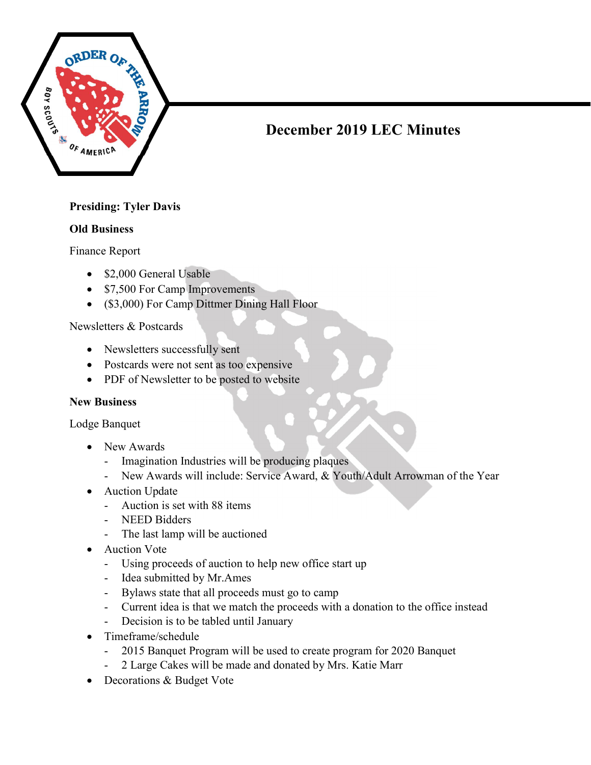# December 2019 LEC Minutes

**Presiding: Tyler Davis**

**Old Business**

Finance Report

- $2,000 General Usable
- $7,500 For Camp Improvements
- ($3,000) For Camp Dittmer Dining Hall Floor

Newsletters & Postcards

- Newsletters successfully sent
- Postcards were not sent as too expensive
- PDF of Newsletter to be posted to website

**New Business**

Lodge Banquet

- New Awards
  - Imagination Industries will be producing plaques
  - New Awards will include: Service Award, & Youth/Adult Arrowman of the Year
- Auction Update
  - Auction is set with 88 items
  - NEED Bidders
  - The last lamp will be auctioned
- Auction Vote
  - Using proceeds of auction to help new office start up
  - Idea submitted by Mr.Ames
  - Bylaws state that all proceeds must go to camp
  - Current idea is that we match the proceeds with a donation to the office instead
  - Decision is to be tabled until January
- Timeframe/schedule
  - 2015 Banquet Program will be used to create program for 2020 Banquet
  - 2 Large Cakes will be made and donated by Mrs. Katie Marr
- Decorations & Budget Vote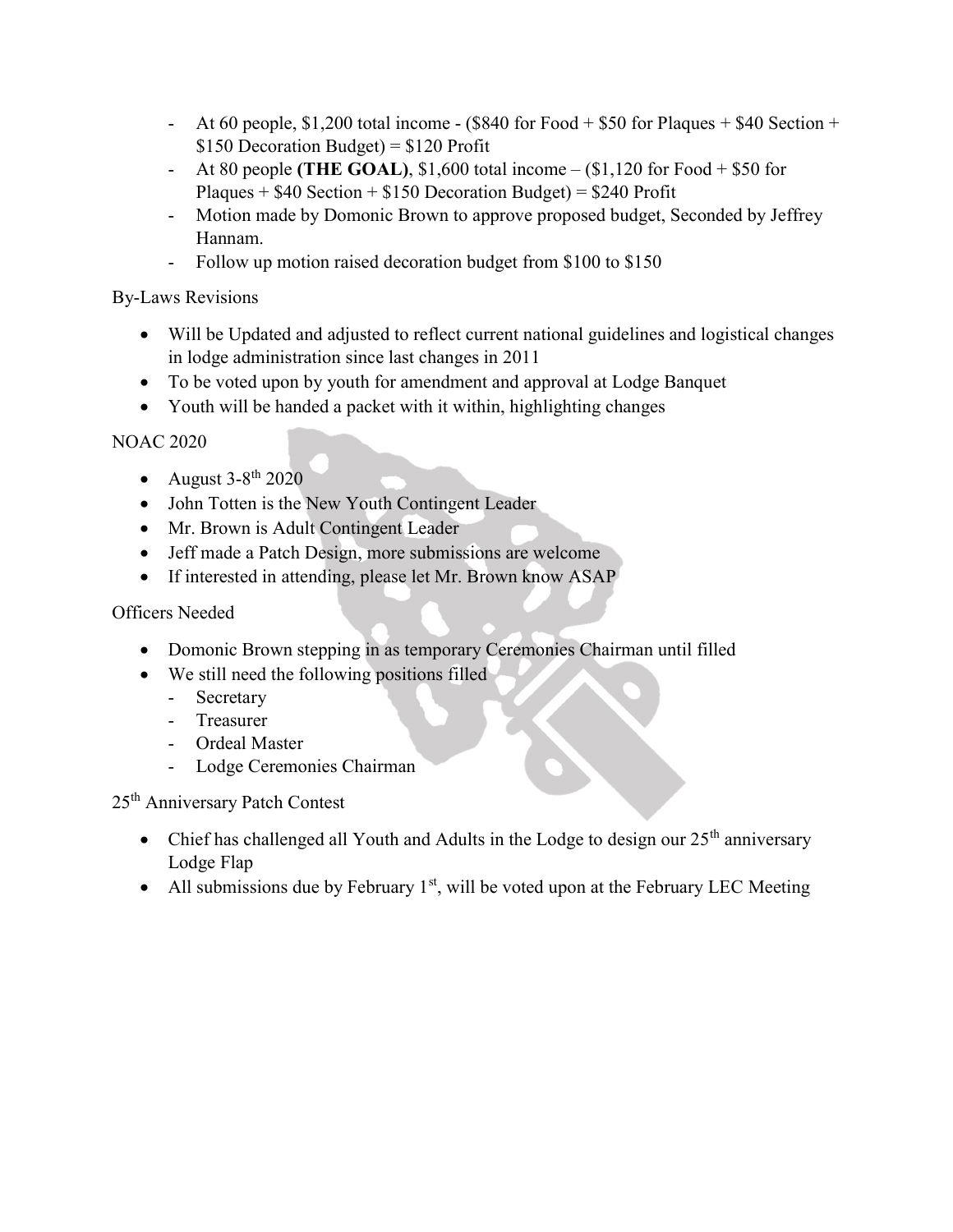- At 60 people, $1,200 total income - ($840 for Food + $50 for Plaques + $40 Section + $150 Decoration Budget) = $120 Profit
- At 80 people **(THE GOAL)**, $1,600 total income – ($1,120 for Food + $50 for Plaques + $40 Section + $150 Decoration Budget) = $240 Profit
- Motion made by Domonic Brown to approve proposed budget, Seconded by Jeffrey Hannam.
- Follow up motion raised decoration budget from $100 to $150

By-Laws Revisions

- Will be Updated and adjusted to reflect current national guidelines and logistical changes in lodge administration since last changes in 2011
- To be voted upon by youth for amendment and approval at Lodge Banquet
- Youth will be handed a packet with it within, highlighting changes

NOAC 2020

- August 3-8th 2020
- John Totten is the New Youth Contingent Leader
- Mr. Brown is Adult Contingent Leader
- Jeff made a Patch Design, more submissions are welcome
- If interested in attending, please let Mr. Brown know ASAP

Officers Needed

- Domonic Brown stepping in as temporary Ceremonies Chairman until filled
- We still need the following positions filled
  - Secretary
  - Treasurer
  - Ordeal Master
  - Lodge Ceremonies Chairman

25th Anniversary Patch Contest

- Chief has challenged all Youth and Adults in the Lodge to design our 25th anniversary Lodge Flap
- All submissions due by February 1st, will be voted upon at the February LEC Meeting